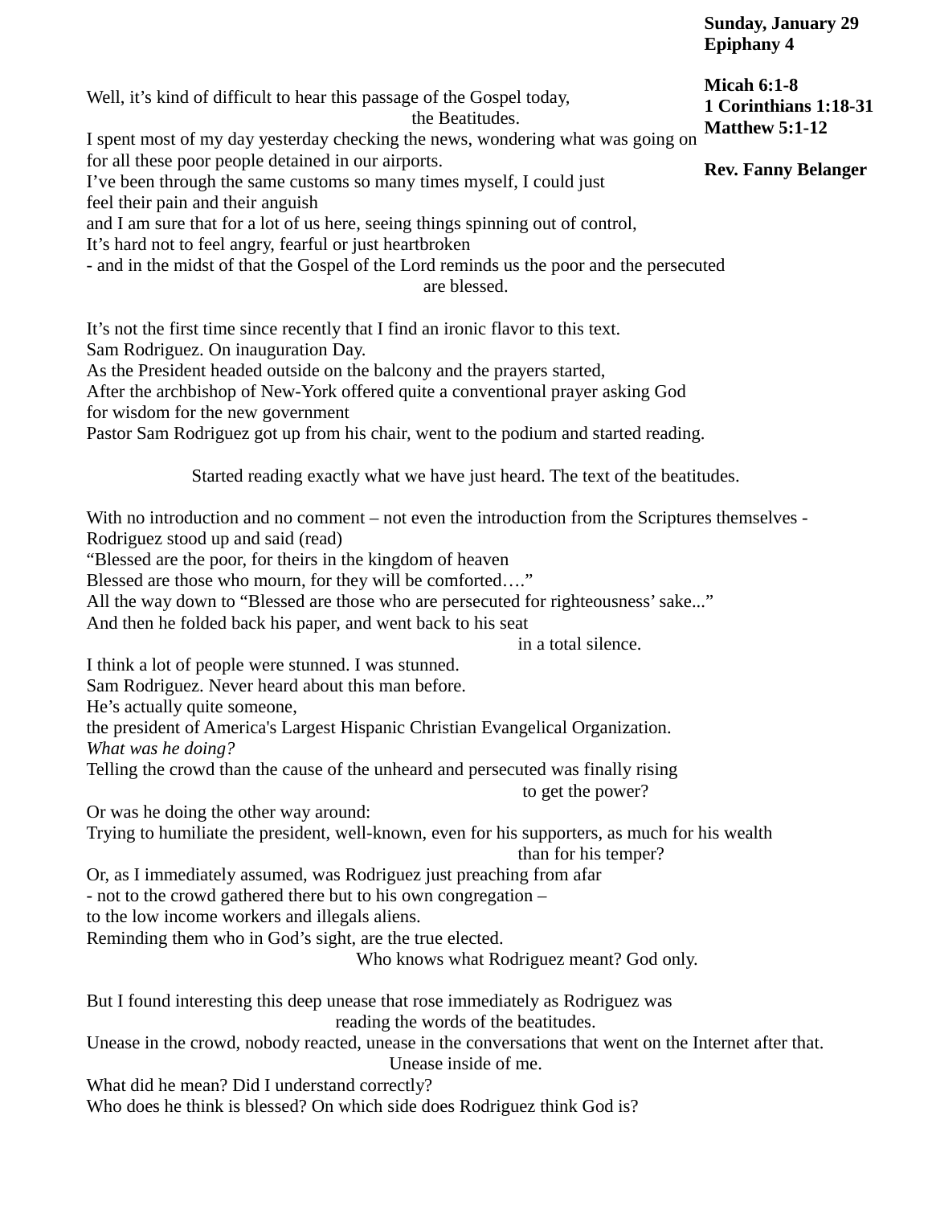**Sunday, January 29**
**Epiphany 4**

**Micah 6:1-8**
**1 Corinthians 1:18-31**
**Matthew 5:1-12**

**Rev. Fanny Belanger**

Well, it's kind of difficult to hear this passage of the Gospel today,
the Beatitudes.
I spent most of my day yesterday checking the news, wondering what was going on
for all these poor people detained in our airports.
I've been through the same customs so many times myself, I could just
feel their pain and their anguish
and I am sure that for a lot of us here, seeing things spinning out of control,
It's hard not to feel angry, fearful or just heartbroken
- and in the midst of that the Gospel of the Lord reminds us the poor and the persecuted
are blessed.

It's not the first time since recently that I find an ironic flavor to this text.
Sam Rodriguez. On inauguration Day.
As the President headed outside on the balcony and the prayers started,
After the archbishop of New-York offered quite a conventional prayer asking God
for wisdom for the new government
Pastor Sam Rodriguez got up from his chair, went to the podium and started reading.

Started reading exactly what we have just heard. The text of the beatitudes.

With no introduction and no comment – not even the introduction from the Scriptures themselves -
Rodriguez stood up and said (read)
"Blessed are the poor, for theirs in the kingdom of heaven
Blessed are those who mourn, for they will be comforted…."
All the way down to "Blessed are those who are persecuted for righteousness' sake..."
And then he folded back his paper, and went back to his seat
in a total silence.
I think a lot of people were stunned. I was stunned.
Sam Rodriguez. Never heard about this man before.
He's actually quite someone,
the president of America's Largest Hispanic Christian Evangelical Organization.
*What was he doing?*
Telling the crowd than the cause of the unheard and persecuted was finally rising
to get the power?
Or was he doing the other way around:
Trying to humiliate the president, well-known, even for his supporters, as much for his wealth
than for his temper?
Or, as I immediately assumed, was Rodriguez just preaching from afar
- not to the crowd gathered there but to his own congregation –
to the low income workers and illegals aliens.
Reminding them who in God's sight, are the true elected.
Who knows what Rodriguez meant? God only.

But I found interesting this deep unease that rose immediately as Rodriguez was
reading the words of the beatitudes.
Unease in the crowd, nobody reacted, unease in the conversations that went on the Internet after that.
Unease inside of me.
What did he mean? Did I understand correctly?
Who does he think is blessed? On which side does Rodriguez think God is?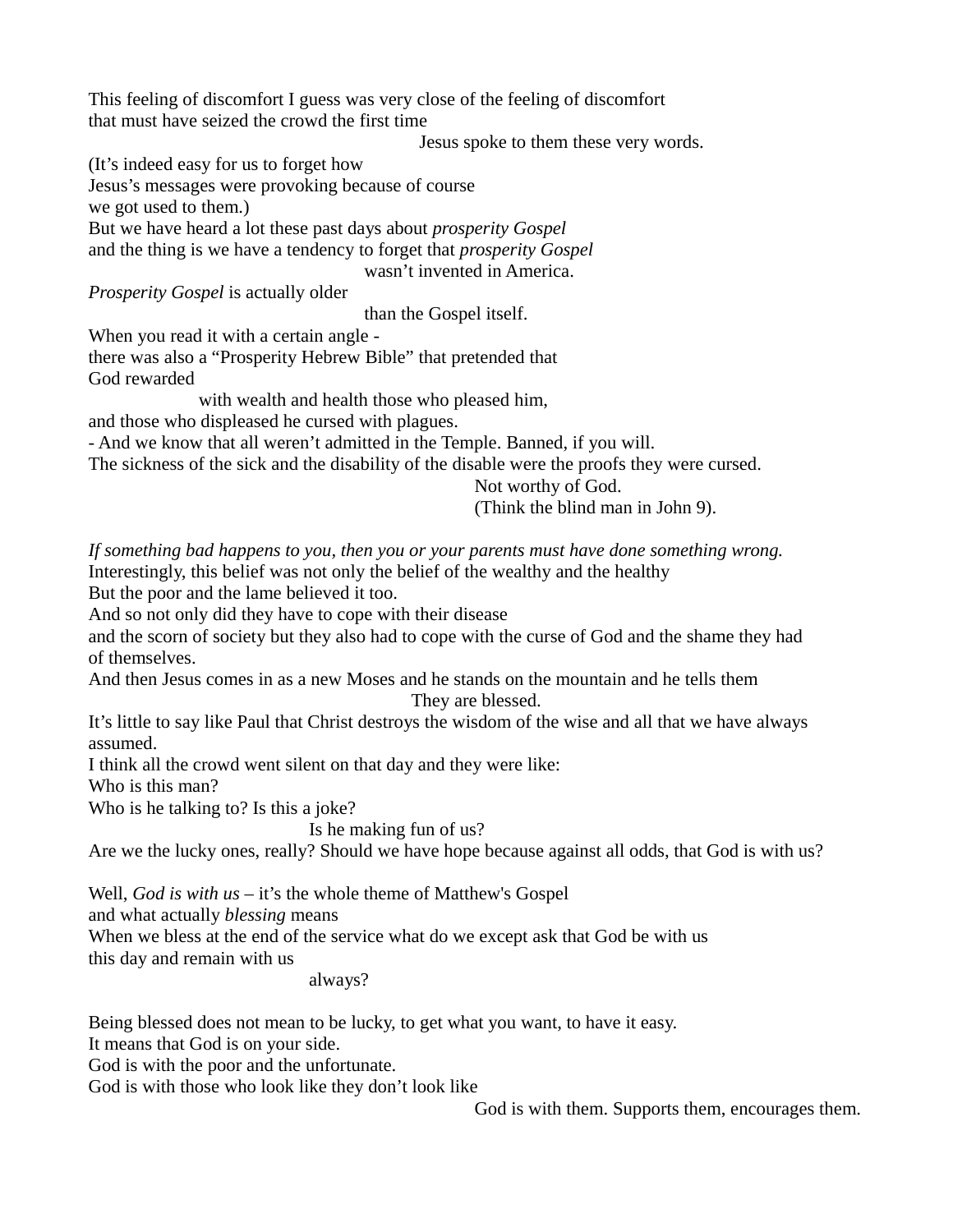This feeling of discomfort I guess was very close of the feeling of discomfort
that must have seized the crowd the first time
Jesus spoke to them these very words.
(It's indeed easy for us to forget how
Jesus's messages were provoking because of course
we got used to them.)
But we have heard a lot these past days about *prosperity Gospel*
and the thing is we have a tendency to forget that *prosperity Gospel*
wasn't invented in America.
*Prosperity Gospel* is actually older
than the Gospel itself.
When you read it with a certain angle -
there was also a "Prosperity Hebrew Bible" that pretended that
God rewarded
with wealth and health those who pleased him,
and those who displeased he cursed with plagues.
- And we know that all weren't admitted in the Temple. Banned, if you will.
The sickness of the sick and the disability of the disable were the proofs they were cursed.
Not worthy of God.
(Think the blind man in John 9).

*If something bad happens to you, then you or your parents must have done something wrong.*
Interestingly, this belief was not only the belief of the wealthy and the healthy
But the poor and the lame believed it too.
And so not only did they have to cope with their disease
and the scorn of society but they also had to cope with the curse of God and the shame they had of themselves.
And then Jesus comes in as a new Moses and he stands on the mountain and he tells them
They are blessed.
It's little to say like Paul that Christ destroys the wisdom of the wise and all that we have always assumed.
I think all the crowd went silent on that day and they were like:
Who is this man?
Who is he talking to? Is this a joke?
Is he making fun of us?
Are we the lucky ones, really? Should we have hope because against all odds, that God is with us?

Well, *God is with us* – it's the whole theme of Matthew's Gospel
and what actually *blessing* means
When we bless at the end of the service what do we except ask that God be with us
this day and remain with us
always?

Being blessed does not mean to be lucky, to get what you want, to have it easy.
It means that God is on your side.
God is with the poor and the unfortunate.
God is with those who look like they don't look like
God is with them. Supports them, encourages them.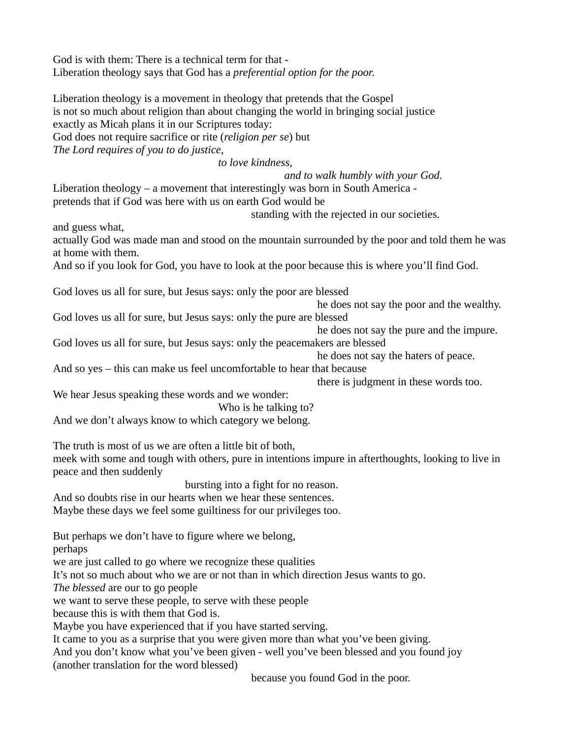God is with them: There is a technical term for that -
Liberation theology says that God has a *preferential option for the poor.*

Liberation theology is a movement in theology that pretends that the Gospel
is not so much about religion than about changing the world in bringing social justice
exactly as Micah plans it in our Scriptures today:
God does not require sacrifice or rite (*religion per se*) but
*The Lord requires of you to do justice,*
*to love kindness,*
*and to walk humbly with your God.*
Liberation theology – a movement that interestingly was born in South America -
pretends that if God was here with us on earth God would be
standing with the rejected in our societies.
and guess what,
actually God was made man and stood on the mountain surrounded by the poor and told them he was at home with them.
And so if you look for God, you have to look at the poor because this is where you'll find God.

God loves us all for sure, but Jesus says: only the poor are blessed
he does not say the poor and the wealthy.
God loves us all for sure, but Jesus says: only the pure are blessed
he does not say the pure and the impure.
God loves us all for sure, but Jesus says: only the peacemakers are blessed
he does not say the haters of peace.
And so yes – this can make us feel uncomfortable to hear that because
there is judgment in these words too.
We hear Jesus speaking these words and we wonder:
Who is he talking to?
And we don't always know to which category we belong.

The truth is most of us we are often a little bit of both,
meek with some and tough with others, pure in intentions impure in afterthoughts, looking to live in peace and then suddenly
bursting into a fight for no reason.
And so doubts rise in our hearts when we hear these sentences.
Maybe these days we feel some guiltiness for our privileges too.

But perhaps we don't have to figure where we belong,
perhaps
we are just called to go where we recognize these qualities
It's not so much about who we are or not than in which direction Jesus wants to go.
*The blessed* are our to go people
we want to serve these people, to serve with these people
because this is with them that God is.
Maybe you have experienced that if you have started serving.
It came to you as a surprise that you were given more than what you've been giving.
And you don't know what you've been given - well you've been blessed and you found joy
(another translation for the word blessed)
because you found God in the poor.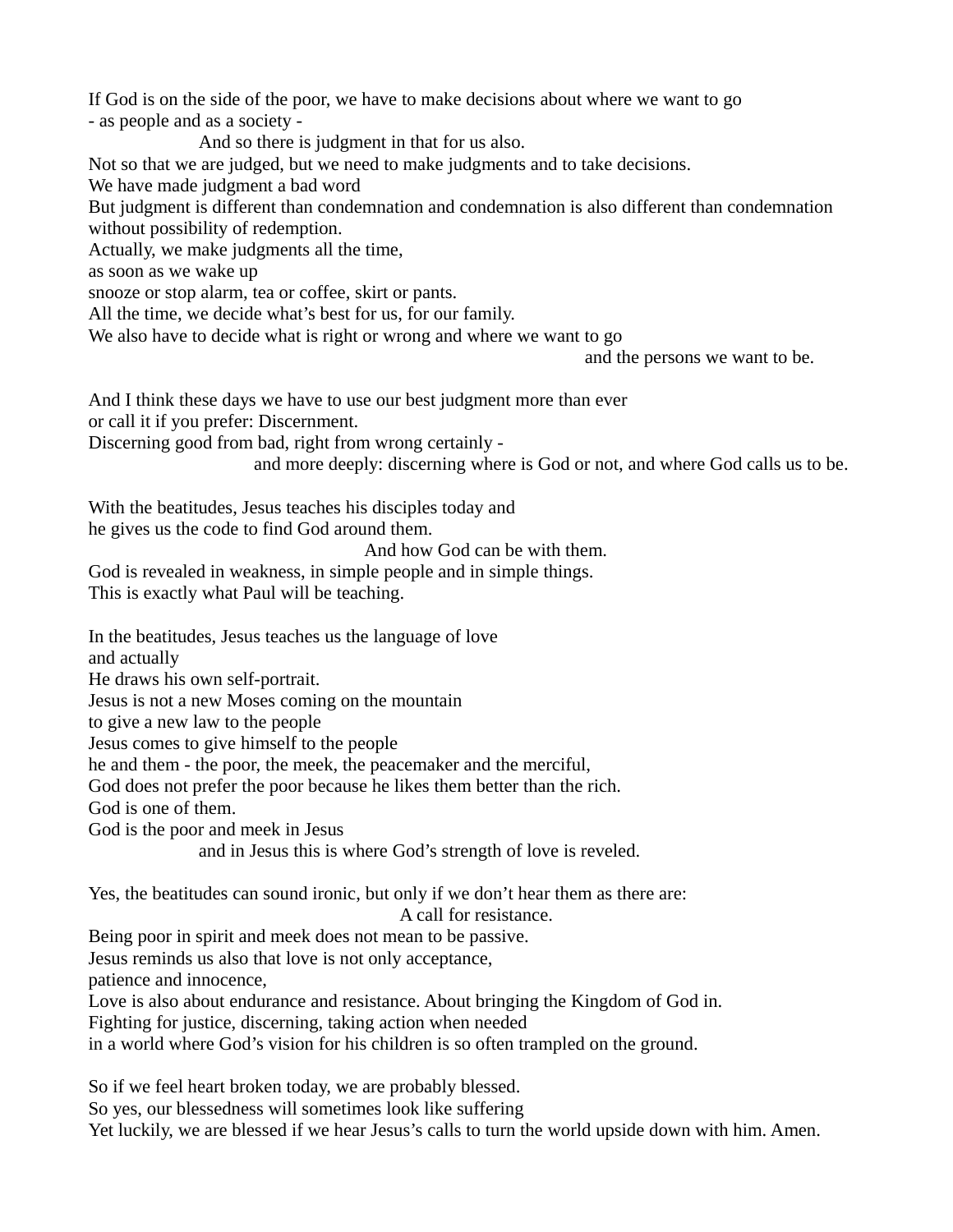If God is on the side of the poor, we have to make decisions about where we want to go
- as people and as a society -

And so there is judgment in that for us also.

Not so that we are judged, but we need to make judgments and to take decisions.
We have made judgment a bad word
But judgment is different than condemnation and condemnation is also different than condemnation without possibility of redemption.
Actually, we make judgments all the time,
as soon as we wake up
snooze or stop alarm, tea or coffee, skirt or pants.
All the time, we decide what's best for us, for our family.
We also have to decide what is right or wrong and where we want to go

and the persons we want to be.

And I think these days we have to use our best judgment more than ever
or call it if you prefer: Discernment.
Discerning good from bad, right from wrong certainly -

and more deeply: discerning where is God or not, and where God calls us to be.

With the beatitudes, Jesus teaches his disciples today and
he gives us the code to find God around them.

And how God can be with them.

God is revealed in weakness, in simple people and in simple things.
This is exactly what Paul will be teaching.

In the beatitudes, Jesus teaches us the language of love
and actually
He draws his own self-portrait.
Jesus is not a new Moses coming on the mountain
to give a new law to the people
Jesus comes to give himself to the people
he and them - the poor, the meek, the peacemaker and the merciful,
God does not prefer the poor because he likes them better than the rich.
God is one of them.
God is the poor and meek in Jesus

and in Jesus this is where God's strength of love is reveled.

Yes, the beatitudes can sound ironic, but only if we don't hear them as there are:

A call for resistance.

Being poor in spirit and meek does not mean to be passive.
Jesus reminds us also that love is not only acceptance,
patience and innocence,
Love is also about endurance and resistance. About bringing the Kingdom of God in.
Fighting for justice, discerning, taking action when needed
in a world where God's vision for his children is so often trampled on the ground.

So if we feel heart broken today, we are probably blessed.
So yes, our blessedness will sometimes look like suffering
Yet luckily, we are blessed if we hear Jesus's calls to turn the world upside down with him. Amen.